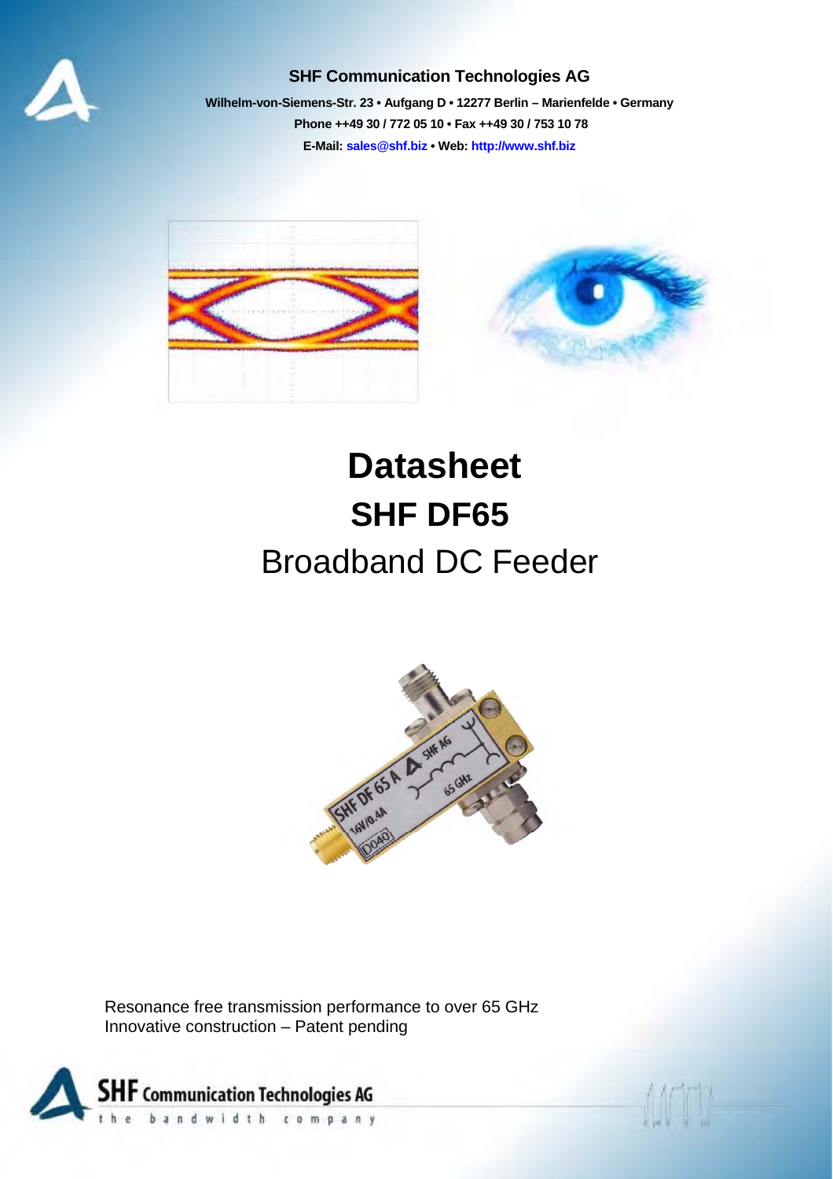**SHF Communication Technologies AG**

**Wilhelm-von-Siemens-Str. 23 • Aufgang D • 12277 Berlin – Marienfelde • Germany**

**Phone ++49 30 / 772 05 10 • Fax ++49 30 / 753 10 78**

**E-Mail: sales@shf.biz • Web: http://www.shf.biz**

# Datasheet

# SHF DF65

## Broadband DC Feeder

Resonance free transmission performance to over 65 GHz
Innovative construction – Patent pending

**SHF Communication Technologies AG**
the bandwidth company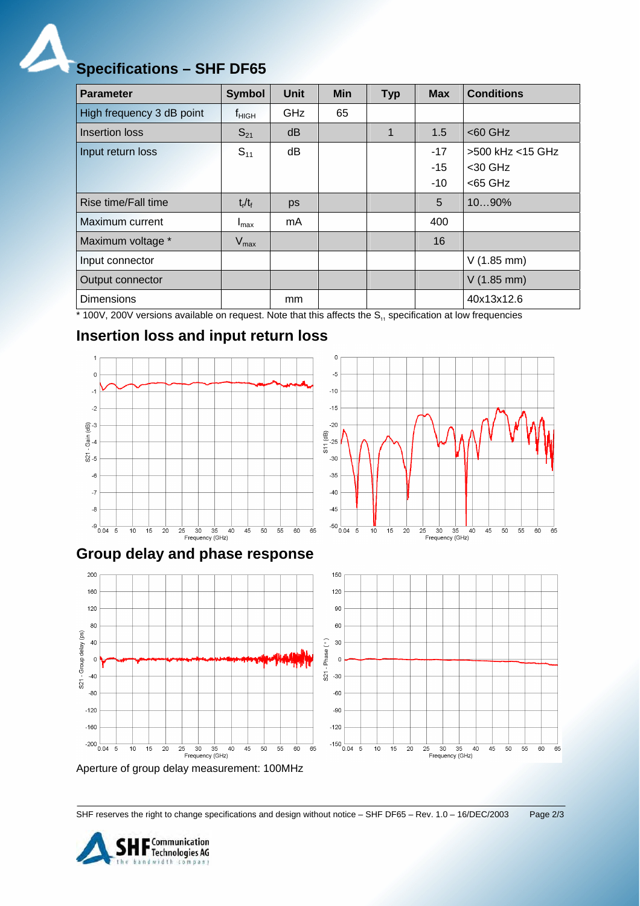# Specifications – SHF DF65

| Parameter | Symbol | Unit | Min | Typ | Max | Conditions |
|---|---|---|---|---|---|---|
| High frequency 3 dB point | $f_{HIGH}$ | GHz | 65 | | | |
| Insertion loss | $S_{21}$ | dB | | 1 | 1.5 | <60 GHz |
| Input return loss | $S_{11}$ | dB | | | -17<br>-15<br>-10 | >500 kHz <15 GHz<br><30 GHz<br><65 GHz |
| Rise time/Fall time | $t_r/t_f$ | ps | | | 5 | 10…90% |
| Maximum current | $I_{max}$ | mA | | | 400 | |
| Maximum voltage * | $V_{max}$ | | | | 16 | |
| Input connector | | | | | | V (1.85 mm) |
| Output connector | | | | | | V (1.85 mm) |
| Dimensions | | mm | | | | 40x13x12.6 |

* 100V, 200V versions available on request. Note that this affects the $S_{11}$ specification at low frequencies

## Insertion loss and input return loss

## Group delay and phase response

Aperture of group delay measurement: 100MHz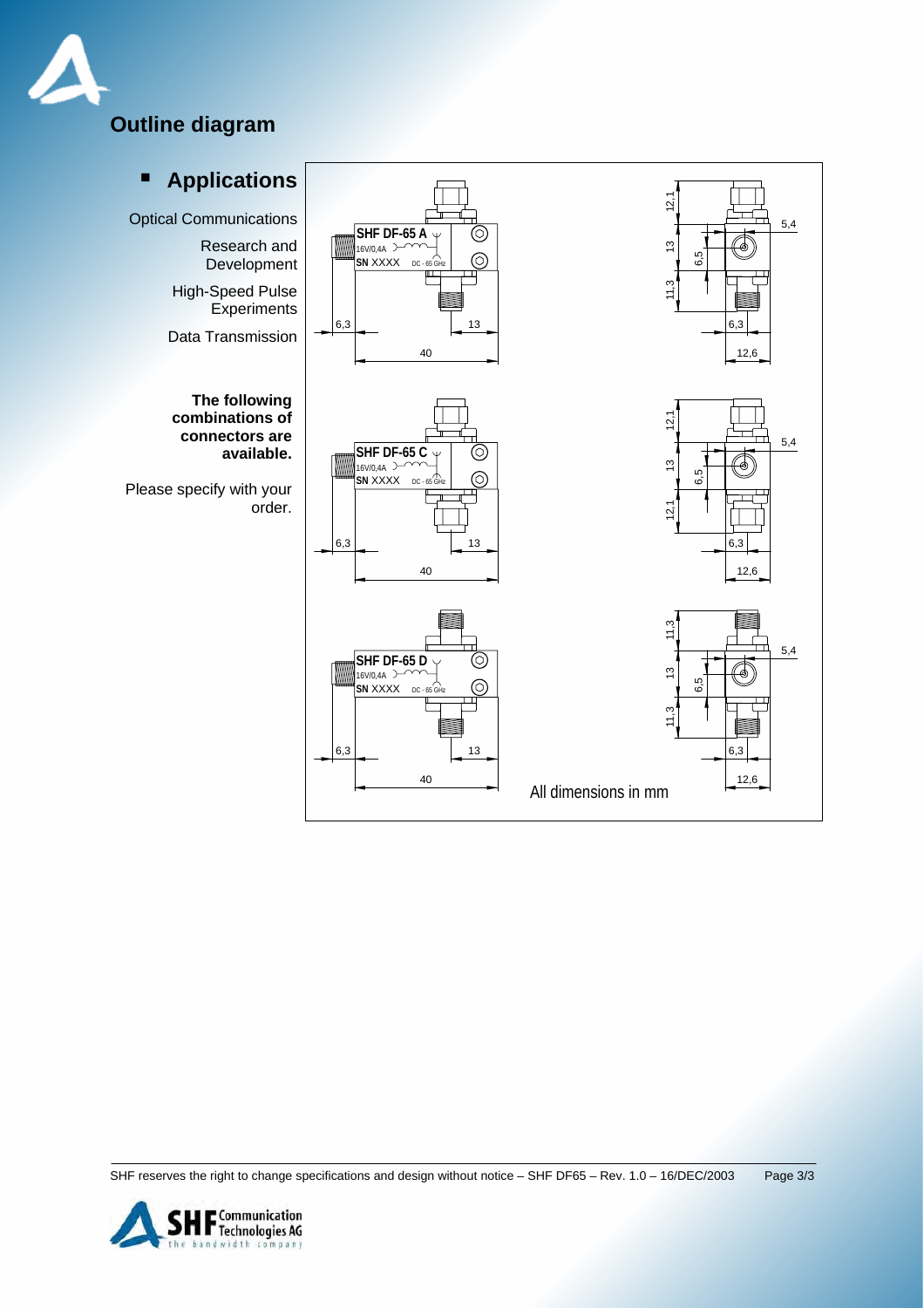## Outline diagram

### ▪ Applications

Optical Communications

Research and Development

High-Speed Pulse Experiments

Data Transmission

**The following combinations of connectors are available.**

Please specify with your order.

SHF DF-65 A
16V/0,4A
SN XXXX DC - 65 GHz
6,3
13
40
12,1
13
11,3
6,5
5,4
6,3
12,6

SHF DF-65 C
16V/0,4A
SN XXXX DC - 65 GHz
6,3
13
40
12,1
13
12,1
6,5
5,4
6,3
12,6

SHF DF-65 D
16V/0,4A
SN XXXX DC - 65 GHz
6,3
13
40
11,3
13
11,3
6,5
5,4
6,3
12,6

All dimensions in mm

SHF reserves the right to change specifications and design without notice – SHF DF65 – Rev. 1.0 – 16/DEC/2003